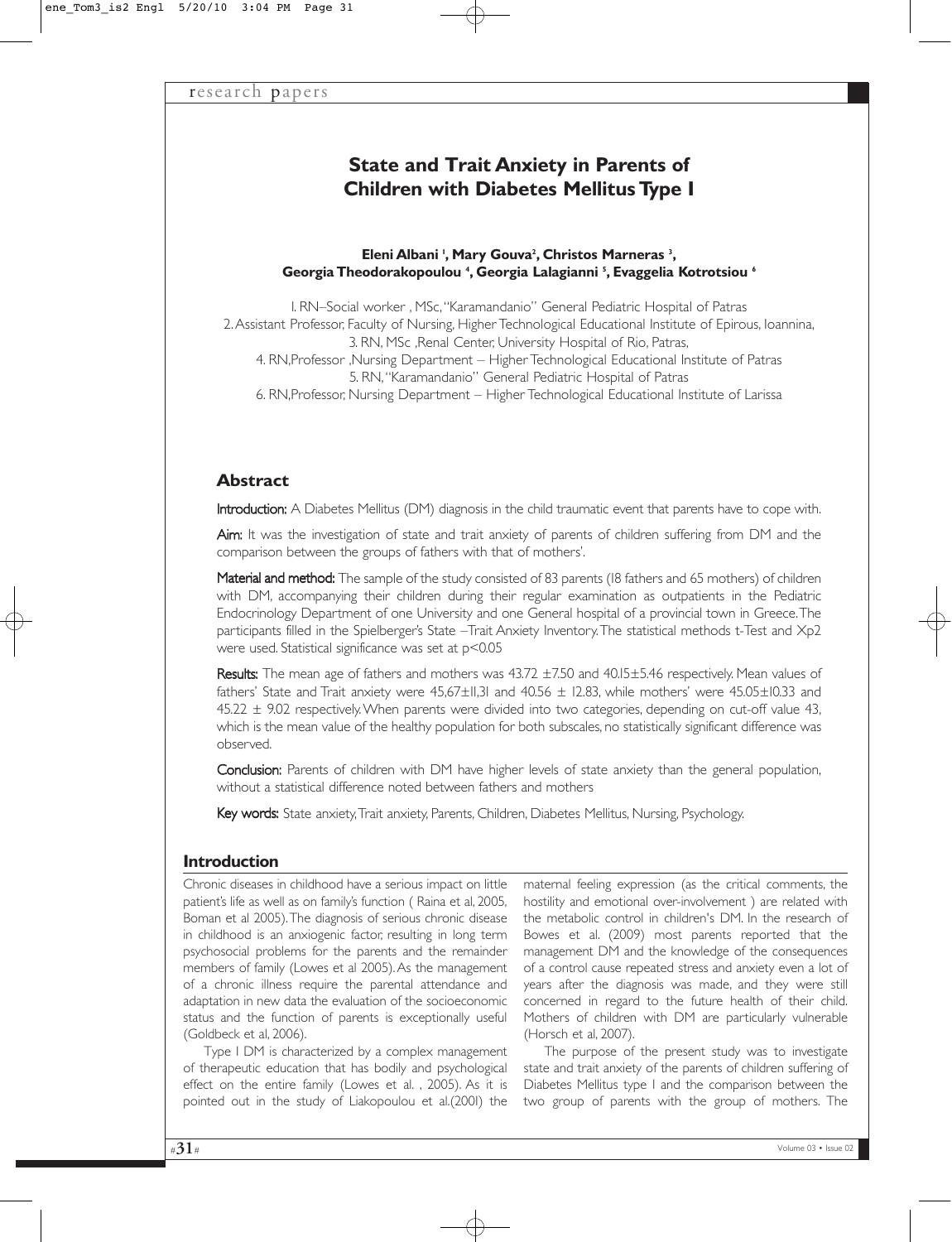# State and Trait Anxiety in Parents of Children with Diabetes Mellitus Type I

**Eleni Albani [1], Mary Gouva[2], Christos Marneras [3], Georgia Theodorakopoulou [4], Georgia Lalagianni [5], Evaggelia Kotrotsiou [6]**

1. RN–Social worker , MSc, "Karamandanio" General Pediatric Hospital of Patras
2. Assistant Professor, Faculty of Nursing, Higher Technological Educational Institute of Epirous, Ioannina,
3. RN, MSc ,Renal Center, University Hospital of Rio, Patras,
4. RN,Professor ,Nursing Department – Higher Technological Educational Institute of Patras
5. RN, "Karamandanio" General Pediatric Hospital of Patras
6. RN,Professor, Nursing Department – Higher Technological Educational Institute of Larissa

## Abstract

**Introduction:** A Diabetes Mellitus (DM) diagnosis in the child traumatic event that parents have to cope with.

**Aim:** It was the investigation of state and trait anxiety of parents of children suffering from DM and the comparison between the groups of fathers with that of mothers'.

**Material and method:** The sample of the study consisted of 83 parents (18 fathers and 65 mothers) of children with DM, accompanying their children during their regular examination as outpatients in the Pediatric Endocrinology Department of one University and one General hospital of a provincial town in Greece. The participants filled in the Spielberger's State –Trait Anxiety Inventory. The statistical methods t-Test and Xp2 were used. Statistical significance was set at $p<0.05$

**Results:** The mean age of fathers and mothers was 43.72 ±7.50 and 40.15±5.46 respectively. Mean values of fathers' State and Trait anxiety were 45,67±11,31 and 40.56 ± 12.83, while mothers' were 45.05±10.33 and 45.22 ± 9.02 respectively. When parents were divided into two categories, depending on cut-off value 43, which is the mean value of the healthy population for both subscales, no statistically significant difference was observed.

**Conclusion:** Parents of children with DM have higher levels of state anxiety than the general population, without a statistical difference noted between fathers and mothers

**Key words:** State anxiety, Trait anxiety, Parents, Children, Diabetes Mellitus, Nursing, Psychology.

## Introduction

Chronic diseases in childhood have a serious impact on little patient's life as well as on family's function ( Raina et al, 2005, Boman et al 2005). The diagnosis of serious chronic disease in childhood is an anxiogenic factor, resulting in long term psychosocial problems for the parents and the remainder members of family (Lowes et al 2005). As the management of a chronic illness require the parental attendance and adaptation in new data the evaluation of the socioeconomic status and the function of parents is exceptionally useful (Goldbeck et al, 2006).

Type I DM is characterized by a complex management of therapeutic education that has bodily and psychological effect on the entire family (Lowes et al. , 2005). As it is pointed out in the study of Liakopoulou et al.(2001) the maternal feeling expression (as the critical comments, the hostility and emotional over-involvement ) are related with the metabolic control in children's DM. In the research of Bowes et al. (2009) most parents reported that the management DM and the knowledge of the consequences of a control cause repeated stress and anxiety even a lot of years after the diagnosis was made, and they were still concerned in regard to the future health of their child. Mothers of children with DM are particularly vulnerable (Horsch et al, 2007).

The purpose of the present study was to investigate state and trait anxiety of the parents of children suffering of Diabetes Mellitus type I and the comparison between the two group of parents with the group of mothers. The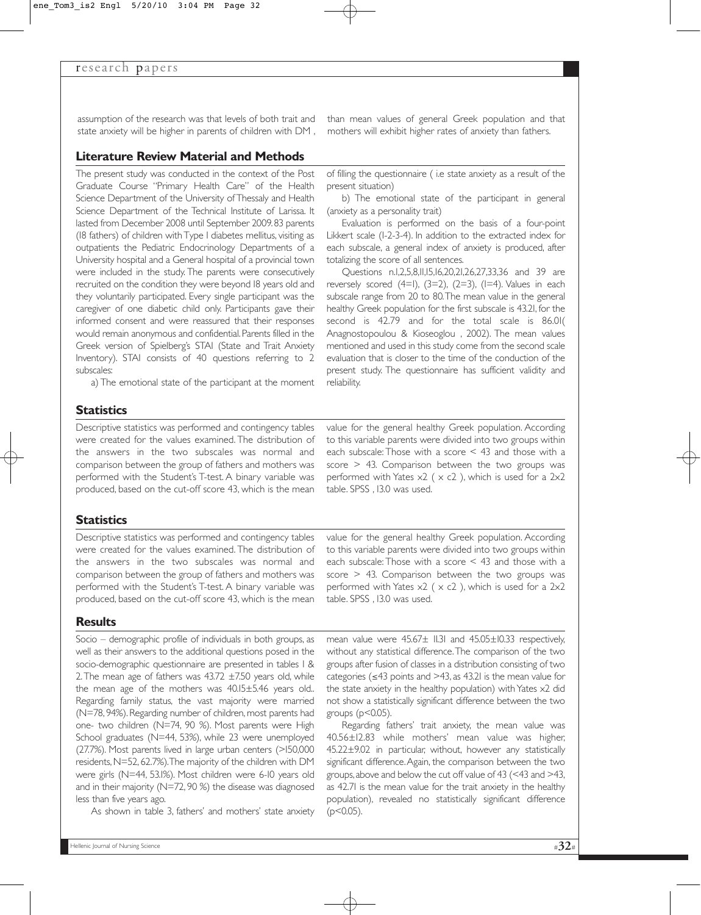assumption of the research was that levels of both trait and state anxiety will be higher in parents of children with DM , than mean values of general Greek population and that mothers will exhibit higher rates of anxiety than fathers.

## Literature Review Material and Methods

The present study was conducted in the context of the Post Graduate Course "Primary Health Care" of the Health Science Department of the University of Thessaly and Health Science Department of the Technical Institute of Larissa. It lasted from December 2008 until September 2009. 83 parents (18 fathers) of children with Type I diabetes mellitus, visiting as outpatients the Pediatric Endocrinology Departments of a University hospital and a General hospital of a provincial town were included in the study. The parents were consecutively recruited on the condition they were beyond 18 years old and they voluntarily participated. Every single participant was the caregiver of one diabetic child only. Participants gave their informed consent and were reassured that their responses would remain anonymous and confidential. Parents filled in the Greek version of Spielberg's STAI (State and Trait Anxiety Inventory). STAI consists of 40 questions referring to 2 subscales:

a) The emotional state of the participant at the moment of filling the questionnaire ( i.e state anxiety as a result of the present situation)

b) The emotional state of the participant in general (anxiety as a personality trait)

Evaluation is performed on the basis of a four-point Likkert scale (1-2-3-4). In addition to the extracted index for each subscale, a general index of anxiety is produced, after totalizing the score of all sentences.

Questions n.1,2,5,8,11,15,16,20,21,26,27,33,36 and 39 are reversely scored (4=1), (3=2), (2=3), (1=4). Values in each subscale range from 20 to 80. The mean value in the general healthy Greek population for the first subscale is 43.21, for the second is 42.79 and for the total scale is 86.01( Anagnostopoulou & Kioseoglou , 2002). The mean values mentioned and used in this study come from the second scale evaluation that is closer to the time of the conduction of the present study. The questionnaire has sufficient validity and reliability.

## Statistics

Descriptive statistics was performed and contingency tables were created for the values examined. The distribution of the answers in the two subscales was normal and comparison between the group of fathers and mothers was performed with the Student's T-test. A binary variable was produced, based on the cut-off score 43, which is the mean value for the general healthy Greek population. According to this variable parents were divided into two groups within each subscale: Those with a score < 43 and those with a score > 43. Comparison between the two groups was performed with Yates x2 ( x c2 ), which is used for a 2x2 table. SPSS , 13.0 was used.

## Statistics

Descriptive statistics was performed and contingency tables were created for the values examined. The distribution of the answers in the two subscales was normal and comparison between the group of fathers and mothers was performed with the Student's T-test. A binary variable was produced, based on the cut-off score 43, which is the mean value for the general healthy Greek population. According to this variable parents were divided into two groups within each subscale: Those with a score < 43 and those with a score > 43. Comparison between the two groups was performed with Yates x2 ( x c2 ), which is used for a 2x2 table. SPSS , 13.0 was used.

## Results

Socio – demographic profile of individuals in both groups, as well as their answers to the additional questions posed in the socio-demographic questionnaire are presented in tables 1 & 2. The mean age of fathers was 43.72 ±7.50 years old, while the mean age of the mothers was 40.15±5.46 years old.. Regarding family status, the vast majority were married (N=78, 94%). Regarding number of children, most parents had one- two children (N=74, 90 %). Most parents were High School graduates (N=44, 53%), while 23 were unemployed (27.7%). Most parents lived in large urban centers (>150,000 residents, N=52, 62.7%). The majority of the children with DM were girls (N=44, 53.1%). Most children were 6-10 years old and in their majority (N=72, 90 %) the disease was diagnosed less than five years ago.

As shown in table 3, fathers' and mothers' state anxiety mean value were 45.67± 11.31 and 45.05±10.33 respectively, without any statistical difference. The comparison of the two groups after fusion of classes in a distribution consisting of two categories (≤43 points and >43, as 43.21 is the mean value for the state anxiety in the healthy population) with Yates x2 did not show a statistically significant difference between the two groups ($p<0.05$).

Regarding fathers' trait anxiety, the mean value was 40.56±12.83 while mothers' mean value was higher, 45.22±9.02 in particular, without, however any statistically significant difference. Again, the comparison between the two groups, above and below the cut off value of 43 (<43 and >43, as 42.71 is the mean value for the trait anxiety in the healthy population), revealed no statistically significant difference ($p<0.05$).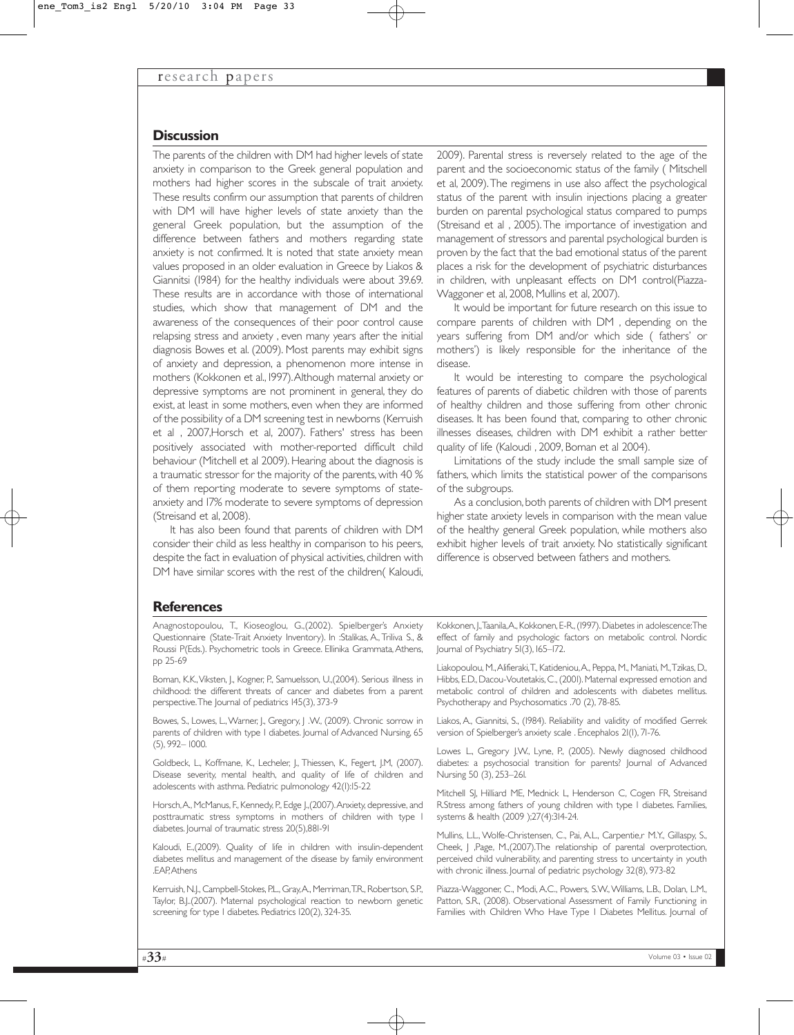## Discussion

The parents of the children with DM had higher levels of state anxiety in comparison to the Greek general population and mothers had higher scores in the subscale of trait anxiety. These results confirm our assumption that parents of children with DM will have higher levels of state anxiety than the general Greek population, but the assumption of the difference between fathers and mothers regarding state anxiety is not confirmed. It is noted that state anxiety mean values proposed in an older evaluation in Greece by Liakos & Giannitsi (1984) for the healthy individuals were about 39.69. These results are in accordance with those of international studies, which show that management of DM and the awareness of the consequences of their poor control cause relapsing stress and anxiety , even many years after the initial diagnosis Bowes et al. (2009). Most parents may exhibit signs of anxiety and depression, a phenomenon more intense in mothers (Kokkonen et al., 1997). Although maternal anxiety or depressive symptoms are not prominent in general, they do exist, at least in some mothers, even when they are informed of the possibility of a DM screening test in newborns (Kerruish et al , 2007,Horsch et al, 2007). Fathers' stress has been positively associated with mother-reported difficult child behaviour (Mitchell et al 2009). Hearing about the diagnosis is a traumatic stressor for the majority of the parents, with 40 % of them reporting moderate to severe symptoms of state-anxiety and 17% moderate to severe symptoms of depression (Streisand et al, 2008).

It has also been found that parents of children with DM consider their child as less healthy in comparison to his peers, despite the fact in evaluation of physical activities, children with DM have similar scores with the rest of the children( Kaloudi, 2009). Parental stress is reversely related to the age of the parent and the socioeconomic status of the family ( Mitschell et al, 2009). The regimens in use also affect the psychological status of the parent with insulin injections placing a greater burden on parental psychological status compared to pumps (Streisand et al , 2005). The importance of investigation and management of stressors and parental psychological burden is proven by the fact that the bad emotional status of the parent places a risk for the development of psychiatric disturbances in children, with unpleasant effects on DM control(Piazza-Waggoner et al, 2008, Mullins et al, 2007).

It would be important for future research on this issue to compare parents of children with DM , depending on the years suffering from DM and/or which side ( fathers' or mothers') is likely responsible for the inheritance of the disease.

It would be interesting to compare the psychological features of parents of diabetic children with those of parents of healthy children and those suffering from other chronic diseases. It has been found that, comparing to other chronic illnesses diseases, children with DM exhibit a rather better quality of life (Kaloudi , 2009, Boman et al 2004).

Limitations of the study include the small sample size of fathers, which limits the statistical power of the comparisons of the subgroups.

As a conclusion, both parents of children with DM present higher state anxiety levels in comparison with the mean value of the healthy general Greek population, while mothers also exhibit higher levels of trait anxiety. No statistically significant difference is observed between fathers and mothers.

## References

Anagnostopoulou, T., Kioseoglou, G.,(2002). Spielberger's Anxiety Questionnaire (State-Trait Anxiety Inventory). In :Stalikas, A., Triliva S., & Roussi P(Eds.). Psychometric tools in Greece. Ellinika Grammata, Athens, pp 25-69

Boman, K.K., Viksten, J., Kogner, P., Samuelsson, U.,(2004). Serious illness in childhood: the different threats of cancer and diabetes from a parent perspective. The Journal of pediatrics 145(3), 373-9

Bowes, S., Lowes, L., Warner, J., Gregory, J .W., (2009). Chronic sorrow in parents of children with type 1 diabetes. Journal of Advanced Nursing, 65 (5), 992– 1000.

Goldbeck, L., Koffmane, K., Lecheler, J., Thiessen, K., Fegert, J.M, (2007). Disease severity, mental health, and quality of life of children and adolescents with asthma. Pediatric pulmonology 42(1):15-22

Horsch, A., McManus, F., Kennedy, P., Edge J.,(2007). Anxiety, depressive, and posttraumatic stress symptoms in mothers of children with type 1 diabetes. Journal of traumatic stress 20(5),881-91

Kaloudi, E.,(2009). Quality of life in children with insulin-dependent diabetes mellitus and management of the disease by family environment .EAP, Athens

Kerruish, N.J., Campbell-Stokes, P.L., Gray, A., Merriman, T.R., Robertson, S.P., Taylor, B.J.,(2007). Maternal psychological reaction to newborn genetic screening for type 1 diabetes. Pediatrics 120(2), 324-35.

Kokkonen, J., Taanila, A., Kokkonen, E-R., (1997). Diabetes in adolescence: The effect of family and psychologic factors on metabolic control. Nordic Journal of Psychiatry 51(3), 165–172.

Liakopoulou, M., Alifieraki, T., Katideniou, A., Peppa, M., Maniati, M., Tzikas, D., Hibbs, E.D., Dacou-Voutetakis, C., (2001). Maternal expressed emotion and metabolic control of children and adolescents with diabetes mellitus. Psychotherapy and Psychosomatics .70 (2), 78-85.

Liakos, A., Giannitsi, S., (1984). Reliability and validity of modified Gerrek version of Spielberger's anxiety scale . Encephalos 21(1), 71-76.

Lowes L., Gregory J.W., Lyne, P., (2005). Newly diagnosed childhood diabetes: a psychosocial transition for parents? Journal of Advanced Nursing 50 (3), 253–261.

Mitchell SJ, Hilliard ME, Mednick L, Henderson C, Cogen FR, Streisand R.Stress among fathers of young children with type 1 diabetes. Families, systems & health (2009 );27(4):314-24.

Mullins, L.L., Wolfe-Christensen, C., Pai, A.L., Carpentie,r M.Y., Gillaspy, S., Cheek, J ,Page, M.,(2007).The relationship of parental overprotection, perceived child vulnerability, and parenting stress to uncertainty in youth with chronic illness. Journal of pediatric psychology 32(8), 973-82

Piazza-Waggoner, C., Modi, A.C., Powers, S.W., Williams, L.B., Dolan, L.M., Patton, S.R., (2008). Observational Assessment of Family Functioning in Families with Children Who Have Type 1 Diabetes Mellitus. Journal of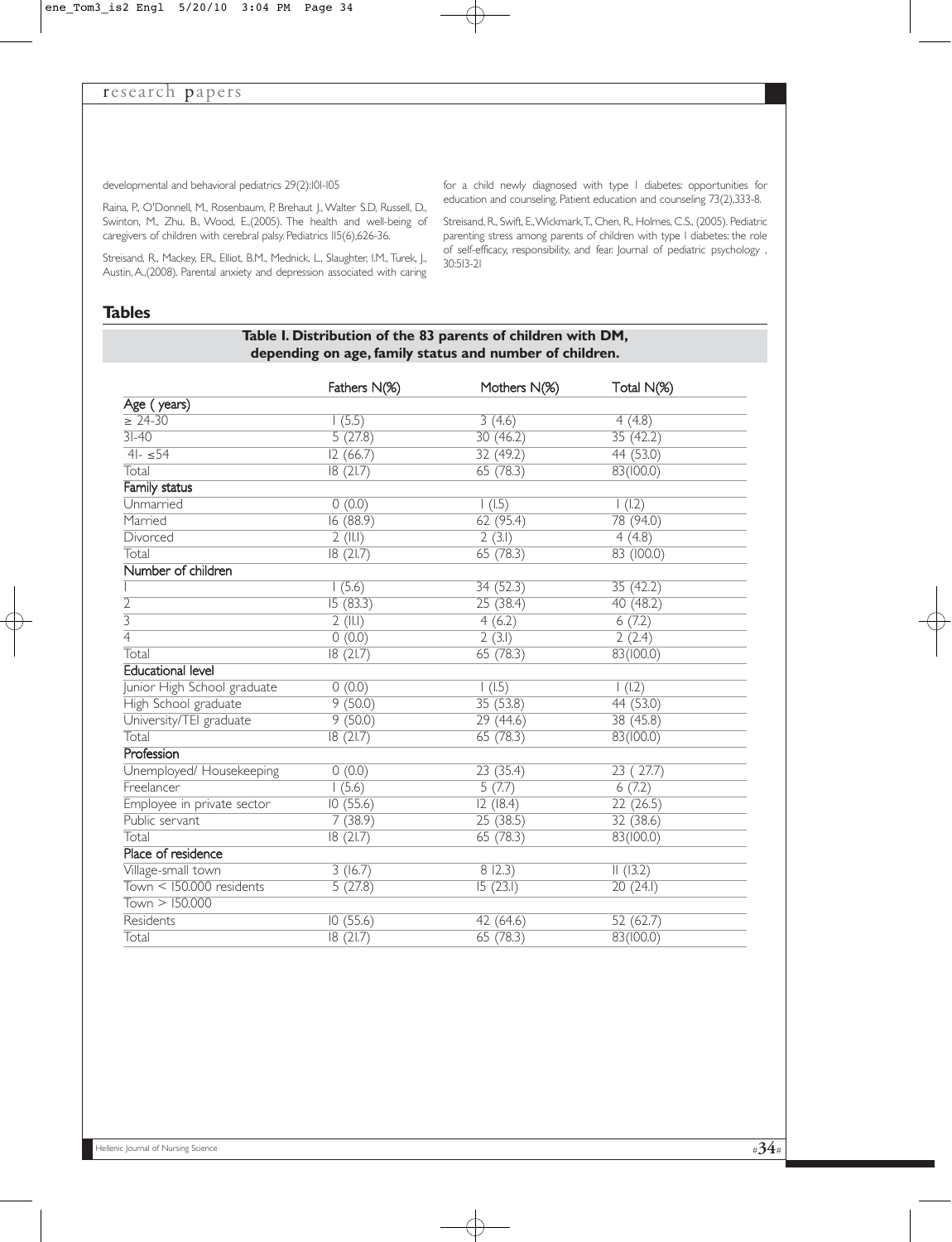developmental and behavioral pediatrics 29(2):101-105

Raina, P., O'Donnell, M., Rosenbaum, P., Brehaut J., Walter S.D., Russell, D., Swinton, M., Zhu, B., Wood, E.,(2005). The health and well-being of caregivers of children with cerebral palsy. Pediatrics 115(6),626-36.

Streisand, R., Mackey, ER., Elliot, B.M., Mednick, L., Slaughter, I.M., Turek, J., Austin, A.,(2008). Parental anxiety and depression associated with caring for a child newly diagnosed with type 1 diabetes: opportunities for education and counseling. Patient education and counseling 73(2),333-8.

Streisand, R., Swift, E., Wickmark, T., Chen, R., Holmes, C.S., (2005). Pediatric parenting stress among parents of children with type 1 diabetes: the role of self-efficacy, responsibility, and fear. Journal of pediatric psychology , 30:513-21

## Tables

**Table I. Distribution of the 83 parents of children with DM, depending on age, family status and number of children.**

| | Fathers N(%) | Mothers N(%) | Total N(%) |
|---|---|---|---|
| Age ( years) | | | |
| ≥ 24-30 | 1 (5.5) | 3 (4.6) | 4 (4.8) |
| 31-40 | 5 (27.8) | 30 (46.2) | 35 (42.2) |
| 41- ≤54 | 12 (66.7) | 32 (49.2) | 44 (53.0) |
| Total | 18 (21.7) | 65 (78.3) | 83(100.0) |
| Family status | | | |
| Unmarried | 0 (0.0) | 1 (1.5) | 1 (1.2) |
| Married | 16 (88.9) | 62 (95.4) | 78 (94.0) |
| Divorced | 2 (11.1) | 2 (3.1) | 4 (4.8) |
| Total | 18 (21.7) | 65 (78.3) | 83 (100.0) |
| Number of children | | | |
| 1 | 1 (5.6) | 34 (52.3) | 35 (42.2) |
| 2 | 15 (83.3) | 25 (38.4) | 40 (48.2) |
| 3 | 2 (11.1) | 4 (6.2) | 6 (7.2) |
| 4 | 0 (0.0) | 2 (3.1) | 2 (2.4) |
| Total | 18 (21.7) | 65 (78.3) | 83(100.0) |
| Educational level | | | |
| Junior High School graduate | 0 (0.0) | 1 (1.5) | 1 (1.2) |
| High School graduate | 9 (50.0) | 35 (53.8) | 44 (53.0) |
| University/TEI graduate | 9 (50.0) | 29 (44.6) | 38 (45.8) |
| Total | 18 (21.7) | 65 (78.3) | 83(100.0) |
| Profession | | | |
| Unemployed/ Housekeeping | 0 (0.0) | 23 (35.4) | 23 ( 27.7) |
| Freelancer | 1 (5.6) | 5 (7.7) | 6 (7.2) |
| Employee in private sector | 10 (55.6) | 12 (18.4) | 22 (26.5) |
| Public servant | 7 (38.9) | 25 (38.5) | 32 (38.6) |
| Total | 18 (21.7) | 65 (78.3) | 83(100.0) |
| Place of residence | | | |
| Village-small town | 3 (16.7) | 8 12.3) | 11 (13.2) |
| Town < 150.000 residents | 5 (27.8) | 15 (23.1) | 20 (24.1) |
| Town > 150.000 | | | |
| Residents | 10 (55.6) | 42 (64.6) | 52 (62.7) |
| Total | 18 (21.7) | 65 (78.3) | 83(100.0) |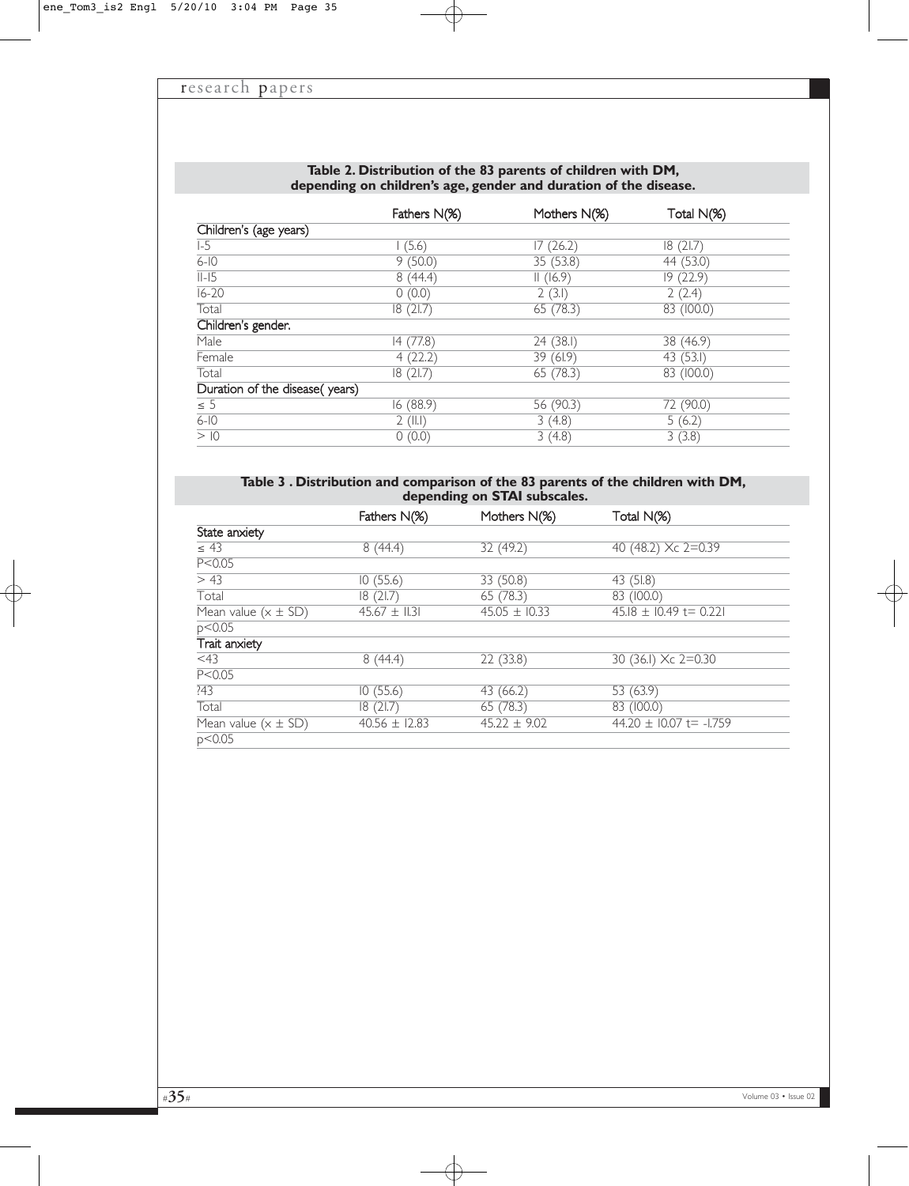**Table 2. Distribution of the 83 parents of children with DM, depending on children's age, gender and duration of the disease.**

| | Fathers N(%) | Mothers N(%) | Total N(%) |
|---|---|---|---|
| Children's (age years) | | | |
| 1-5 | 1 (5.6) | 17 (26.2) | 18 (21.7) |
| 6-10 | 9 (50.0) | 35 (53.8) | 44 (53.0) |
| 11-15 | 8 (44.4) | 11 (16.9) | 19 (22.9) |
| 16-20 | 0 (0.0) | 2 (3.1) | 2 (2.4) |
| Total | 18 (21.7) | 65 (78.3) | 83 (100.0) |
| Children's gender. | | | |
| Male | 14 (77.8) | 24 (38.1) | 38 (46.9) |
| Female | 4 (22.2) | 39 (61.9) | 43 (53.1) |
| Total | 18 (21.7) | 65 (78.3) | 83 (100.0) |
| Duration of the disease( years) | | | |
| ≤ 5 | 16 (88.9) | 56 (90.3) | 72 (90.0) |
| 6-10 | 2 (11.1) | 3 (4.8) | 5 (6.2) |
| > 10 | 0 (0.0) | 3 (4.8) | 3 (3.8) |

**Table 3 . Distribution and comparison of the 83 parents of the children with DM, depending on STAI subscales.**

| | Fathers N(%) | Mothers N(%) | Total N(%) |
|---|---|---|---|
| State anxiety | | | |
| ≤ 43 | 8 (44.4) | 32 (49.2) | 40 (48.2) Xc 2=0.39 |
| P<0.05 | | | |
| > 43 | 10 (55.6) | 33 (50.8) | 43 (51.8) |
| Total | 18 (21.7) | 65 (78.3) | 83 (100.0) |
| Mean value (x ± SD) | 45.67 ± 11.31 | 45.05 ± 10.33 | 45.18 ± 10.49 t= 0.221 |
| p<0.05 | | | |
| Trait anxiety | | | |
| <43 | 8 (44.4) | 22 (33.8) | 30 (36.1) Xc 2=0.30 |
| P<0.05 | | | |
| ?43 | 10 (55.6) | 43 (66.2) | 53 (63.9) |
| Total | 18 (21.7) | 65 (78.3) | 83 (100.0) |
| Mean value (x ± SD) | 40.56 ± 12.83 | 45.22 ± 9.02 | 44.20 ± 10.07 t= -1.759 |
| p<0.05 | | | |